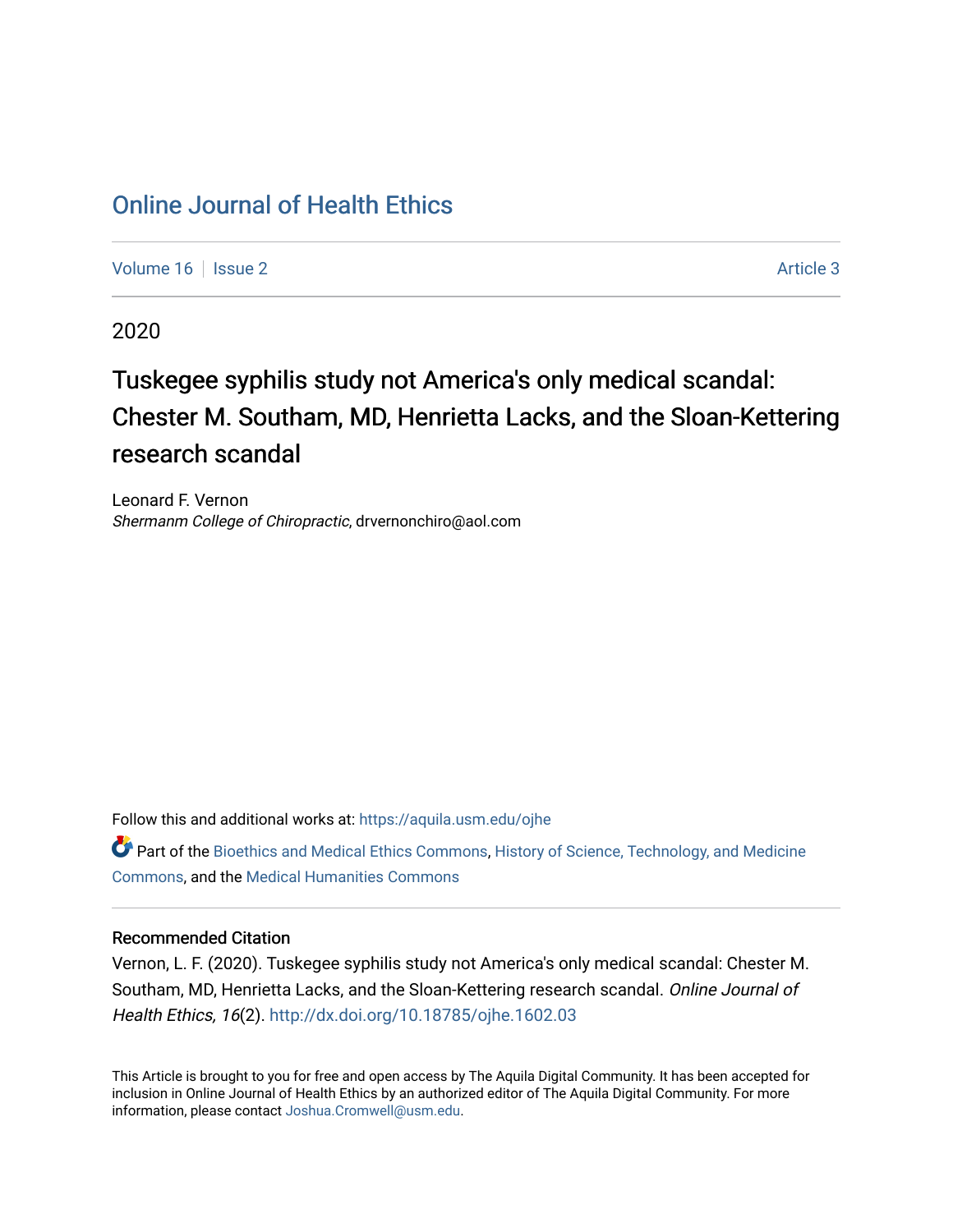# Online Journal of Health Ethics

Volume 16 | Issue 2 | Article 3

2020

## Tuskegee syphilis study not America's only medical scandal: Chester M. Southam, MD, Henrietta Lacks, and the Sloan-Kettering research scandal

Leonard F. Vernon
*Shermanm College of Chiropractic*, drvernonchiro@aol.com

Follow this and additional works at: https://aquila.usm.edu/ojhe

Part of the Bioethics and Medical Ethics Commons, History of Science, Technology, and Medicine Commons, and the Medical Humanities Commons

### Recommended Citation

Vernon, L. F. (2020). Tuskegee syphilis study not America's only medical scandal: Chester M. Southam, MD, Henrietta Lacks, and the Sloan-Kettering research scandal. *Online Journal of Health Ethics, 16*(2). http://dx.doi.org/10.18785/ojhe.1602.03

This Article is brought to you for free and open access by The Aquila Digital Community. It has been accepted for inclusion in Online Journal of Health Ethics by an authorized editor of The Aquila Digital Community. For more information, please contact Joshua.Cromwell@usm.edu.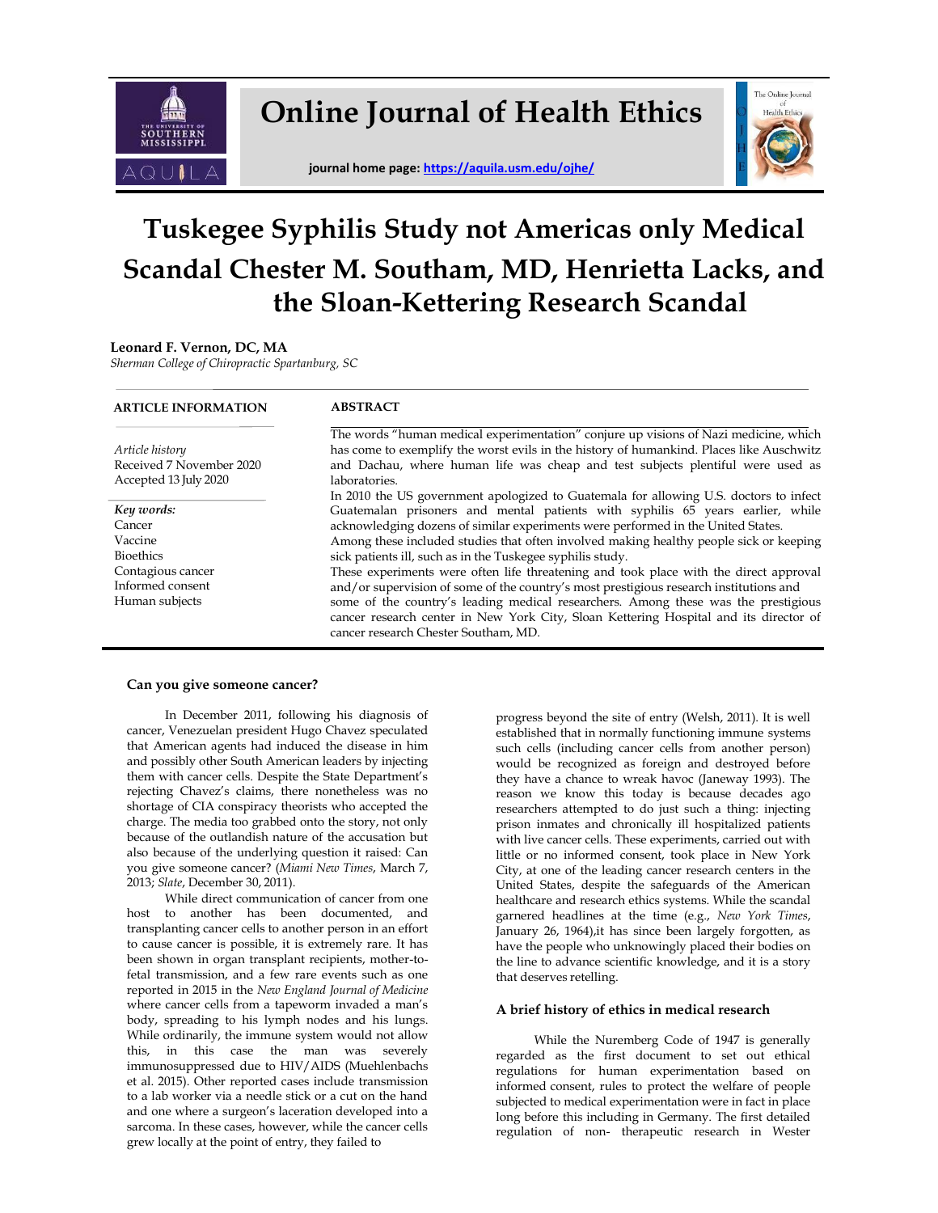# Online Journal of Health Ethics

journal home page: https://aquila.usm.edu/ojhe/

# Tuskegee Syphilis Study not Americas only Medical Scandal Chester M. Southam, MD, Henrietta Lacks, and the Sloan-Kettering Research Scandal

**Leonard F. Vernon, DC, MA**
*Sherman College of Chiropractic Spartanburg, SC*

**ARTICLE INFORMATION**

*Article history*
Received 7 November 2020
Accepted 13 July 2020

*Key words:*
Cancer
Vaccine
Bioethics
Contagious cancer
Informed consent
Human subjects

**ABSTRACT**

The words "human medical experimentation" conjure up visions of Nazi medicine, which has come to exemplify the worst evils in the history of humankind. Places like Auschwitz and Dachau, where human life was cheap and test subjects plentiful were used as laboratories.

In 2010 the US government apologized to Guatemala for allowing U.S. doctors to infect Guatemalan prisoners and mental patients with syphilis 65 years earlier, while acknowledging dozens of similar experiments were performed in the United States.

Among these included studies that often involved making healthy people sick or keeping sick patients ill, such as in the Tuskegee syphilis study.

These experiments were often life threatening and took place with the direct approval and/or supervision of some of the country's most prestigious research institutions and some of the country's leading medical researchers. Among these was the prestigious cancer research center in New York City, Sloan Kettering Hospital and its director of cancer research Chester Southam, MD.

### Can you give someone cancer?

In December 2011, following his diagnosis of cancer, Venezuelan president Hugo Chavez speculated that American agents had induced the disease in him and possibly other South American leaders by injecting them with cancer cells. Despite the State Department's rejecting Chavez's claims, there nonetheless was no shortage of CIA conspiracy theorists who accepted the charge. The media too grabbed onto the story, not only because of the outlandish nature of the accusation but also because of the underlying question it raised: Can you give someone cancer? (*Miami New Times*, March 7, 2013; *Slate*, December 30, 2011).

While direct communication of cancer from one host to another has been documented, and transplanting cancer cells to another person in an effort to cause cancer is possible, it is extremely rare. It has been shown in organ transplant recipients, mother-to-fetal transmission, and a few rare events such as one reported in 2015 in the *New England Journal of Medicine* where cancer cells from a tapeworm invaded a man's body, spreading to his lymph nodes and his lungs. While ordinarily, the immune system would not allow this, in this case the man was severely immunosuppressed due to HIV/AIDS (Muehlenbachs et al. 2015). Other reported cases include transmission to a lab worker via a needle stick or a cut on the hand and one where a surgeon's laceration developed into a sarcoma. In these cases, however, while the cancer cells grew locally at the point of entry, they failed to progress beyond the site of entry (Welsh, 2011). It is well established that in normally functioning immune systems such cells (including cancer cells from another person) would be recognized as foreign and destroyed before they have a chance to wreak havoc (Janeway 1993). The reason we know this today is because decades ago researchers attempted to do just such a thing: injecting prison inmates and chronically ill hospitalized patients with live cancer cells. These experiments, carried out with little or no informed consent, took place in New York City, at one of the leading cancer research centers in the United States, despite the safeguards of the American healthcare and research ethics systems. While the scandal garnered headlines at the time (e.g., *New York Times*, January 26, 1964),it has since been largely forgotten, as have the people who unknowingly placed their bodies on the line to advance scientific knowledge, and it is a story that deserves retelling.

### A brief history of ethics in medical research

While the Nuremberg Code of 1947 is generally regarded as the first document to set out ethical regulations for human experimentation based on informed consent, rules to protect the welfare of people subjected to medical experimentation were in fact in place long before this including in Germany. The first detailed regulation of non- therapeutic research in Wester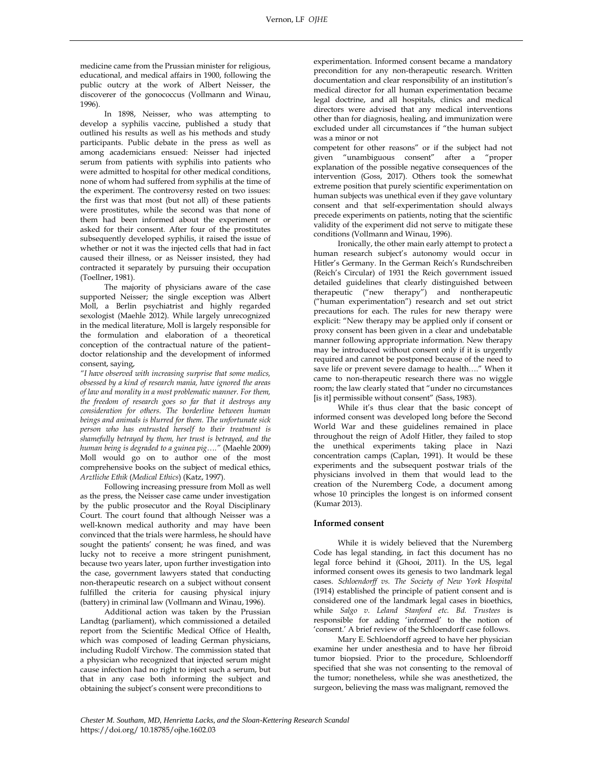medicine came from the Prussian minister for religious, educational, and medical affairs in 1900, following the public outcry at the work of Albert Neisser, the discoverer of the gonococcus (Vollmann and Winau, 1996).

In 1898, Neisser, who was attempting to develop a syphilis vaccine, published a study that outlined his results as well as his methods and study participants. Public debate in the press as well as among academicians ensued: Neisser had injected serum from patients with syphilis into patients who were admitted to hospital for other medical conditions, none of whom had suffered from syphilis at the time of the experiment. The controversy rested on two issues: the first was that most (but not all) of these patients were prostitutes, while the second was that none of them had been informed about the experiment or asked for their consent. After four of the prostitutes subsequently developed syphilis, it raised the issue of whether or not it was the injected cells that had in fact caused their illness, or as Neisser insisted, they had contracted it separately by pursuing their occupation (Toellner, 1981).

The majority of physicians aware of the case supported Neisser; the single exception was Albert Moll, a Berlin psychiatrist and highly regarded sexologist (Maehle 2012). While largely unrecognized in the medical literature, Moll is largely responsible for the formulation and elaboration of a theoretical conception of the contractual nature of the patient–doctor relationship and the development of informed consent, saying,

*"I have observed with increasing surprise that some medics, obsessed by a kind of research mania, have ignored the areas of law and morality in a most problematic manner. For them, the freedom of research goes so far that it destroys any consideration for others. The borderline between human beings and animals is blurred for them. The unfortunate sick person who has entrusted herself to their treatment is shamefully betrayed by them, her trust is betrayed, and the human being is degraded to a guinea pig…."* (Maehle 2009) Moll would go on to author one of the most comprehensive books on the subject of medical ethics, *Arztliche Ethik* (*Medical Ethics*) (Katz, 1997).

Following increasing pressure from Moll as well as the press, the Neisser case came under investigation by the public prosecutor and the Royal Disciplinary Court. The court found that although Neisser was a well-known medical authority and may have been convinced that the trials were harmless, he should have sought the patients' consent; he was fined, and was lucky not to receive a more stringent punishment, because two years later, upon further investigation into the case, government lawyers stated that conducting non-therapeutic research on a subject without consent fulfilled the criteria for causing physical injury (battery) in criminal law (Vollmann and Winau, 1996).

Additional action was taken by the Prussian Landtag (parliament), which commissioned a detailed report from the Scientific Medical Office of Health, which was composed of leading German physicians, including Rudolf Virchow. The commission stated that a physician who recognized that injected serum might cause infection had no right to inject such a serum, but that in any case both informing the subject and obtaining the subject's consent were preconditions to experimentation. Informed consent became a mandatory precondition for any non-therapeutic research. Written documentation and clear responsibility of an institution's medical director for all human experimentation became legal doctrine, and all hospitals, clinics and medical directors were advised that any medical interventions other than for diagnosis, healing, and immunization were excluded under all circumstances if "the human subject was a minor or not competent for other reasons" or if the subject had not given "unambiguous consent" after a "proper explanation of the possible negative consequences of the intervention (Goss, 2017). Others took the somewhat extreme position that purely scientific experimentation on human subjects was unethical even if they gave voluntary consent and that self-experimentation should always precede experiments on patients, noting that the scientific validity of the experiment did not serve to mitigate these conditions (Vollmann and Winau, 1996).

Ironically, the other main early attempt to protect a human research subject's autonomy would occur in Hitler's Germany. In the German Reich's Rundschreiben (Reich's Circular) of 1931 the Reich government issued detailed guidelines that clearly distinguished between therapeutic ("new therapy") and nontherapeutic ("human experimentation") research and set out strict precautions for each. The rules for new therapy were explicit: "New therapy may be applied only if consent or proxy consent has been given in a clear and undebatable manner following appropriate information. New therapy may be introduced without consent only if it is urgently required and cannot be postponed because of the need to save life or prevent severe damage to health…." When it came to non-therapeutic research there was no wiggle room; the law clearly stated that "under no circumstances [is it] permissible without consent" (Sass, 1983).

While it's thus clear that the basic concept of informed consent was developed long before the Second World War and these guidelines remained in place throughout the reign of Adolf Hitler, they failed to stop the unethical experiments taking place in Nazi concentration camps (Caplan, 1991). It would be these experiments and the subsequent postwar trials of the physicians involved in them that would lead to the creation of the Nuremberg Code, a document among whose 10 principles the longest is on informed consent (Kumar 2013).

## Informed consent

While it is widely believed that the Nuremberg Code has legal standing, in fact this document has no legal force behind it (Ghooi, 2011). In the US, legal informed consent owes its genesis to two landmark legal cases. *Schloendorff vs. The Society of New York Hospital* (1914) established the principle of patient consent and is considered one of the landmark legal cases in bioethics, while *Salgo v. Leland Stanford etc. Bd. Trustees* is responsible for adding 'informed' to the notion of 'consent.' A brief review of the Schloendorff case follows.

Mary E. Schloendorff agreed to have her physician examine her under anesthesia and to have her fibroid tumor biopsied. Prior to the procedure, Schloendorff specified that she was not consenting to the removal of the tumor; nonetheless, while she was anesthetized, the surgeon, believing the mass was malignant, removed the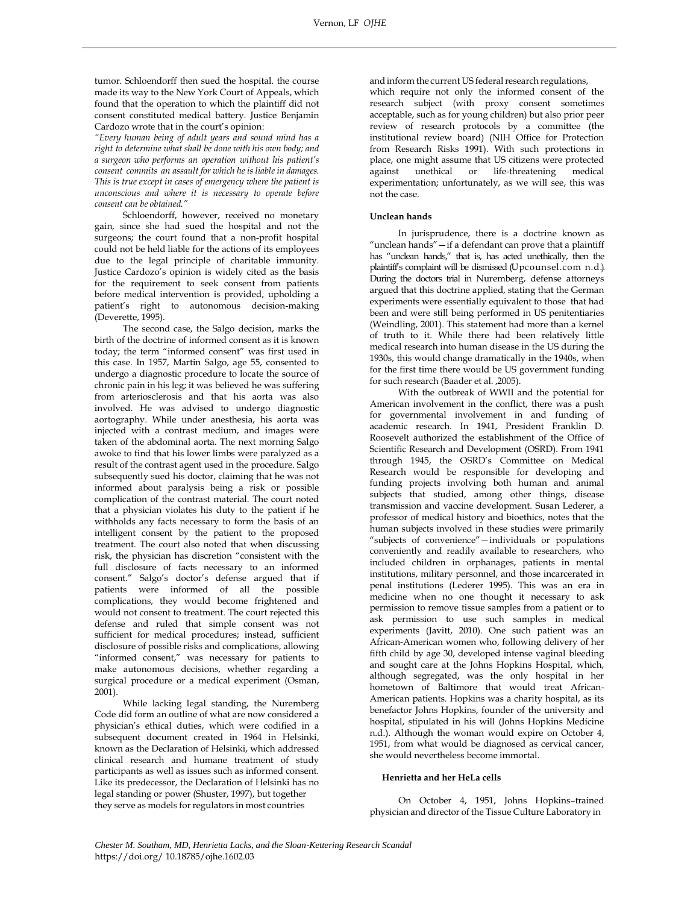tumor. Schloendorff then sued the hospital. the course made its way to the New York Court of Appeals, which found that the operation to which the plaintiff did not consent constituted medical battery. Justice Benjamin Cardozo wrote that in the court's opinion:

*"Every human being of adult years and sound mind has a right to determine what shall be done with his own body; and a surgeon who performs an operation without his patient's consent commits an assault for which he is liable in damages. This is true except in cases of emergency where the patient is unconscious and where it is necessary to operate before consent can be obtained."*

Schloendorff, however, received no monetary gain, since she had sued the hospital and not the surgeons; the court found that a non-profit hospital could not be held liable for the actions of its employees due to the legal principle of charitable immunity. Justice Cardozo's opinion is widely cited as the basis for the requirement to seek consent from patients before medical intervention is provided, upholding a patient's right to autonomous decision-making (Deverette, 1995).

The second case, the Salgo decision, marks the birth of the doctrine of informed consent as it is known today; the term "informed consent" was first used in this case. In 1957, Martin Salgo, age 55, consented to undergo a diagnostic procedure to locate the source of chronic pain in his leg; it was believed he was suffering from arteriosclerosis and that his aorta was also involved. He was advised to undergo diagnostic aortography. While under anesthesia, his aorta was injected with a contrast medium, and images were taken of the abdominal aorta. The next morning Salgo awoke to find that his lower limbs were paralyzed as a result of the contrast agent used in the procedure. Salgo subsequently sued his doctor, claiming that he was not informed about paralysis being a risk or possible complication of the contrast material. The court noted that a physician violates his duty to the patient if he withholds any facts necessary to form the basis of an intelligent consent by the patient to the proposed treatment. The court also noted that when discussing risk, the physician has discretion "consistent with the full disclosure of facts necessary to an informed consent." Salgo's doctor's defense argued that if patients were informed of all the possible complications, they would become frightened and would not consent to treatment. The court rejected this defense and ruled that simple consent was not sufficient for medical procedures; instead, sufficient disclosure of possible risks and complications, allowing "informed consent," was necessary for patients to make autonomous decisions, whether regarding a surgical procedure or a medical experiment (Osman, 2001).

While lacking legal standing, the Nuremberg Code did form an outline of what are now considered a physician's ethical duties, which were codified in a subsequent document created in 1964 in Helsinki, known as the Declaration of Helsinki, which addressed clinical research and humane treatment of study participants as well as issues such as informed consent. Like its predecessor, the Declaration of Helsinki has no legal standing or power (Shuster, 1997), but together they serve as models for regulators in most countries and inform the current US federal research regulations, which require not only the informed consent of the research subject (with proxy consent sometimes acceptable, such as for young children) but also prior peer review of research protocols by a committee (the institutional review board) (NIH Office for Protection from Research Risks 1991). With such protections in place, one might assume that US citizens were protected against unethical or life-threatening medical experimentation; unfortunately, as we will see, this was not the case.

**Unclean hands**

In jurisprudence, there is a doctrine known as "unclean hands"—if a defendant can prove that a plaintiff has "unclean hands," that is, has acted unethically, then the plaintiff's complaint will be dismissed (Upcounsel.com n.d.). During the doctors trial in Nuremberg, defense attorneys argued that this doctrine applied, stating that the German experiments were essentially equivalent to those that had been and were still being performed in US penitentiaries (Weindling, 2001). This statement had more than a kernel of truth to it. While there had been relatively little medical research into human disease in the US during the 1930s, this would change dramatically in the 1940s, when for the first time there would be US government funding for such research (Baader et al. ,2005).

With the outbreak of WWII and the potential for American involvement in the conflict, there was a push for governmental involvement in and funding of academic research. In 1941, President Franklin D. Roosevelt authorized the establishment of the Office of Scientific Research and Development (OSRD). From 1941 through 1945, the OSRD's Committee on Medical Research would be responsible for developing and funding projects involving both human and animal subjects that studied, among other things, disease transmission and vaccine development. Susan Lederer, a professor of medical history and bioethics, notes that the human subjects involved in these studies were primarily "subjects of convenience"—individuals or populations conveniently and readily available to researchers, who included children in orphanages, patients in mental institutions, military personnel, and those incarcerated in penal institutions (Lederer 1995). This was an era in medicine when no one thought it necessary to ask permission to remove tissue samples from a patient or to ask permission to use such samples in medical experiments (Javitt, 2010). One such patient was an African-American women who, following delivery of her fifth child by age 30, developed intense vaginal bleeding and sought care at the Johns Hopkins Hospital, which, although segregated, was the only hospital in her hometown of Baltimore that would treat African-American patients. Hopkins was a charity hospital, as its benefactor Johns Hopkins, founder of the university and hospital, stipulated in his will (Johns Hopkins Medicine n.d.). Although the woman would expire on October 4, 1951, from what would be diagnosed as cervical cancer, she would nevertheless become immortal.

**Henrietta and her HeLa cells**

On October 4, 1951, Johns Hopkins–trained physician and director of the Tissue Culture Laboratory in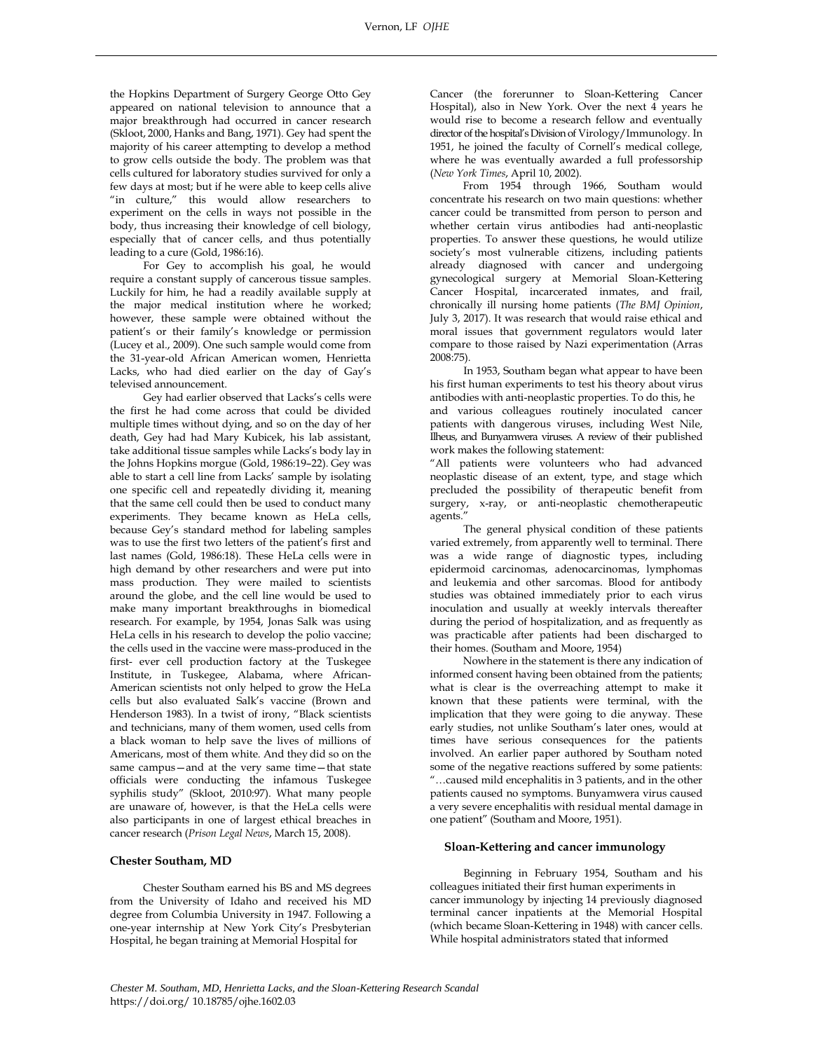the Hopkins Department of Surgery George Otto Gey appeared on national television to announce that a major breakthrough had occurred in cancer research (Skloot, 2000, Hanks and Bang, 1971). Gey had spent the majority of his career attempting to develop a method to grow cells outside the body. The problem was that cells cultured for laboratory studies survived for only a few days at most; but if he were able to keep cells alive "in culture," this would allow researchers to experiment on the cells in ways not possible in the body, thus increasing their knowledge of cell biology, especially that of cancer cells, and thus potentially leading to a cure (Gold, 1986:16).

For Gey to accomplish his goal, he would require a constant supply of cancerous tissue samples. Luckily for him, he had a readily available supply at the major medical institution where he worked; however, these sample were obtained without the patient's or their family's knowledge or permission (Lucey et al., 2009). One such sample would come from the 31-year-old African American women, Henrietta Lacks, who had died earlier on the day of Gay's televised announcement.

Gey had earlier observed that Lacks's cells were the first he had come across that could be divided multiple times without dying, and so on the day of her death, Gey had had Mary Kubicek, his lab assistant, take additional tissue samples while Lacks's body lay in the Johns Hopkins morgue (Gold, 1986:19–22). Gey was able to start a cell line from Lacks' sample by isolating one specific cell and repeatedly dividing it, meaning that the same cell could then be used to conduct many experiments. They became known as HeLa cells, because Gey's standard method for labeling samples was to use the first two letters of the patient's first and last names (Gold, 1986:18). These HeLa cells were in high demand by other researchers and were put into mass production. They were mailed to scientists around the globe, and the cell line would be used to make many important breakthroughs in biomedical research. For example, by 1954, Jonas Salk was using HeLa cells in his research to develop the polio vaccine; the cells used in the vaccine were mass-produced in the first- ever cell production factory at the Tuskegee Institute, in Tuskegee, Alabama, where African-American scientists not only helped to grow the HeLa cells but also evaluated Salk's vaccine (Brown and Henderson 1983). In a twist of irony, "Black scientists and technicians, many of them women, used cells from a black woman to help save the lives of millions of Americans, most of them white. And they did so on the same campus—and at the very same time—that state officials were conducting the infamous Tuskegee syphilis study" (Skloot, 2010:97). What many people are unaware of, however, is that the HeLa cells were also participants in one of largest ethical breaches in cancer research (*Prison Legal News*, March 15, 2008).

### Chester Southam, MD

Chester Southam earned his BS and MS degrees from the University of Idaho and received his MD degree from Columbia University in 1947. Following a one-year internship at New York City's Presbyterian Hospital, he began training at Memorial Hospital for Cancer (the forerunner to Sloan-Kettering Cancer Hospital), also in New York. Over the next 4 years he would rise to become a research fellow and eventually director of the hospital's Division of Virology/Immunology. In 1951, he joined the faculty of Cornell's medical college, where he was eventually awarded a full professorship (*New York Times*, April 10, 2002).

From 1954 through 1966, Southam would concentrate his research on two main questions: whether cancer could be transmitted from person to person and whether certain virus antibodies had anti-neoplastic properties. To answer these questions, he would utilize society's most vulnerable citizens, including patients already diagnosed with cancer and undergoing gynecological surgery at Memorial Sloan-Kettering Cancer Hospital, incarcerated inmates, and frail, chronically ill nursing home patients (*The BMJ Opinion*, July 3, 2017). It was research that would raise ethical and moral issues that government regulators would later compare to those raised by Nazi experimentation (Arras 2008:75).

In 1953, Southam began what appear to have been his first human experiments to test his theory about virus antibodies with anti-neoplastic properties. To do this, he and various colleagues routinely inoculated cancer patients with dangerous viruses, including West Nile, Ilheus, and Bunyamwera viruses. A review of their published work makes the following statement:

"All patients were volunteers who had advanced neoplastic disease of an extent, type, and stage which precluded the possibility of therapeutic benefit from surgery, x-ray, or anti-neoplastic chemotherapeutic agents."

The general physical condition of these patients varied extremely, from apparently well to terminal. There was a wide range of diagnostic types, including epidermoid carcinomas, adenocarcinomas, lymphomas and leukemia and other sarcomas. Blood for antibody studies was obtained immediately prior to each virus inoculation and usually at weekly intervals thereafter during the period of hospitalization, and as frequently as was practicable after patients had been discharged to their homes. (Southam and Moore, 1954)

Nowhere in the statement is there any indication of informed consent having been obtained from the patients; what is clear is the overreaching attempt to make it known that these patients were terminal, with the implication that they were going to die anyway. These early studies, not unlike Southam's later ones, would at times have serious consequences for the patients involved. An earlier paper authored by Southam noted some of the negative reactions suffered by some patients: "…caused mild encephalitis in 3 patients, and in the other patients caused no symptoms. Bunyamwera virus caused a very severe encephalitis with residual mental damage in one patient" (Southam and Moore, 1951).

### Sloan-Kettering and cancer immunology

Beginning in February 1954, Southam and his colleagues initiated their first human experiments in cancer immunology by injecting 14 previously diagnosed terminal cancer inpatients at the Memorial Hospital (which became Sloan-Kettering in 1948) with cancer cells. While hospital administrators stated that informed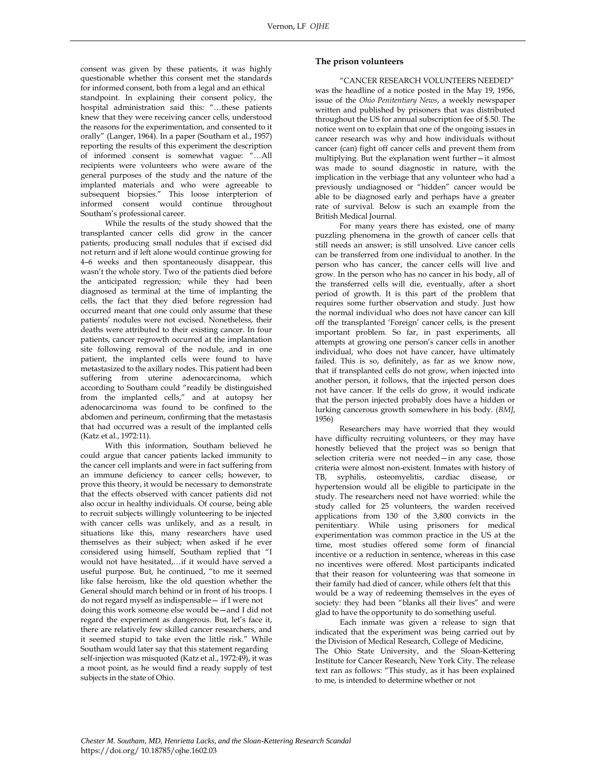consent was given by these patients, it was highly questionable whether this consent met the standards for informed consent, both from a legal and an ethical standpoint. In explaining their consent policy, the hospital administration said this: "…these patients knew that they were receiving cancer cells, understood the reasons for the experimentation, and consented to it orally" (Langer, 1964). In a paper (Southam et al., 1957) reporting the results of this experiment the description of informed consent is somewhat vague: "…All recipients were volunteers who were aware of the general purposes of the study and the nature of the implanted materials and who were agreeable to subsequent biopsies." This loose interpterion of informed consent would continue throughout Southam's professional career.

While the results of the study showed that the transplanted cancer cells did grow in the cancer patients, producing small nodules that if excised did not return and if left alone would continue growing for 4–6 weeks and then spontaneously disappear, this wasn't the whole story. Two of the patients died before the anticipated regression; while they had been diagnosed as terminal at the time of implanting the cells, the fact that they died before regression had occurred meant that one could only assume that these patients' nodules were not excised. Nonetheless, their deaths were attributed to their existing cancer. In four patients, cancer regrowth occurred at the implantation site following removal of the nodule, and in one patient, the implanted cells were found to have metastasized to the axillary nodes. This patient had been suffering from uterine adenocarcinoma, which according to Southam could "readily be distinguished from the implanted cells," and at autopsy her adenocarcinoma was found to be confined to the abdomen and perineum, confirming that the metastasis that had occurred was a result of the implanted cells (Katz et al., 1972:11).

With this information, Southam believed he could argue that cancer patients lacked immunity to the cancer cell implants and were in fact suffering from an immune deficiency to cancer cells; however, to prove this theory, it would be necessary to demonstrate that the effects observed with cancer patients did not also occur in healthy individuals. Of course, being able to recruit subjects willingly volunteering to be injected with cancer cells was unlikely, and as a result, in situations like this, many researchers have used themselves as their subject; when asked if he ever considered using himself, Southam replied that "I would not have hesitated,…if it would have served a useful purpose. But, he continued, "to me it seemed like false heroism, like the old question whether the General should march behind or in front of his troops. I do not regard myself as indispensable— if I were not doing this work someone else would be—and I did not regard the experiment as dangerous. But, let's face it, there are relatively few skilled cancer researchers, and it seemed stupid to take even the little risk." While Southam would later say that this statement regarding self-injection was misquoted (Katz et al., 1972:49), it was a moot point, as he would find a ready supply of test subjects in the state of Ohio.

## The prison volunteers

"CANCER RESEARCH VOLUNTEERS NEEDED" was the headline of a notice posted in the May 19, 1956, issue of the *Ohio Penitentiary News*, a weekly newspaper written and published by prisoners that was distributed throughout the US for annual subscription fee of $.50. The notice went on to explain that one of the ongoing issues in cancer research was why and how individuals without cancer (can) fight off cancer cells and prevent them from multiplying. But the explanation went further—it almost was made to sound diagnostic in nature, with the implication in the verbiage that any volunteer who had a previously undiagnosed or "hidden" cancer would be able to be diagnosed early and perhaps have a greater rate of survival. Below is such an example from the British Medical Journal.

For many years there has existed, one of many puzzling phenomena in the growth of cancer cells that still needs an answer; is still unsolved. Live cancer cells can be transferred from one individual to another. In the person who has cancer, the cancer cells will live and grow. In the person who has no cancer in his body, all of the transferred cells will die, eventually, after a short period of growth. It is this part of the problem that requires some further observation and study. Just how the normal individual who does not have cancer can kill off the transplanted 'Foreign' cancer cells, is the present important problem. So far, in past experiments, all attempts at growing one person's cancer cells in another individual, who does not have cancer, have ultimately failed. This is so, definitely, as far as we know now, that if transplanted cells do not grow, when injected into another person, it follows, that the injected person does not have cancer. If the cells do grow, it would indicate that the person injected probably does have a hidden or lurking cancerous growth somewhere in his body. (*BMJ*, 1956)

Researchers may have worried that they would have difficulty recruiting volunteers, or they may have honestly believed that the project was so benign that selection criteria were not needed—in any case, those criteria were almost non-existent. Inmates with history of TB, syphilis, osteomyelitis, cardiac disease, or hypertension would all be eligible to participate in the study. The researchers need not have worried: while the study called for 25 volunteers, the warden received applications from 130 of the 3,800 convicts in the penitentiary. While using prisoners for medical experimentation was common practice in the US at the time, most studies offered some form of financial incentive or a reduction in sentence, whereas in this case no incentives were offered. Most participants indicated that their reason for volunteering was that someone in their family had died of cancer, while others felt that this would be a way of redeeming themselves in the eyes of society: they had been "blanks all their lives" and were glad to have the opportunity to do something useful.

Each inmate was given a release to sign that indicated that the experiment was being carried out by the Division of Medical Research, College of Medicine, The Ohio State University, and the Sloan-Kettering Institute for Cancer Research, New York City. The release text ran as follows: "This study, as it has been explained to me, is intended to determine whether or not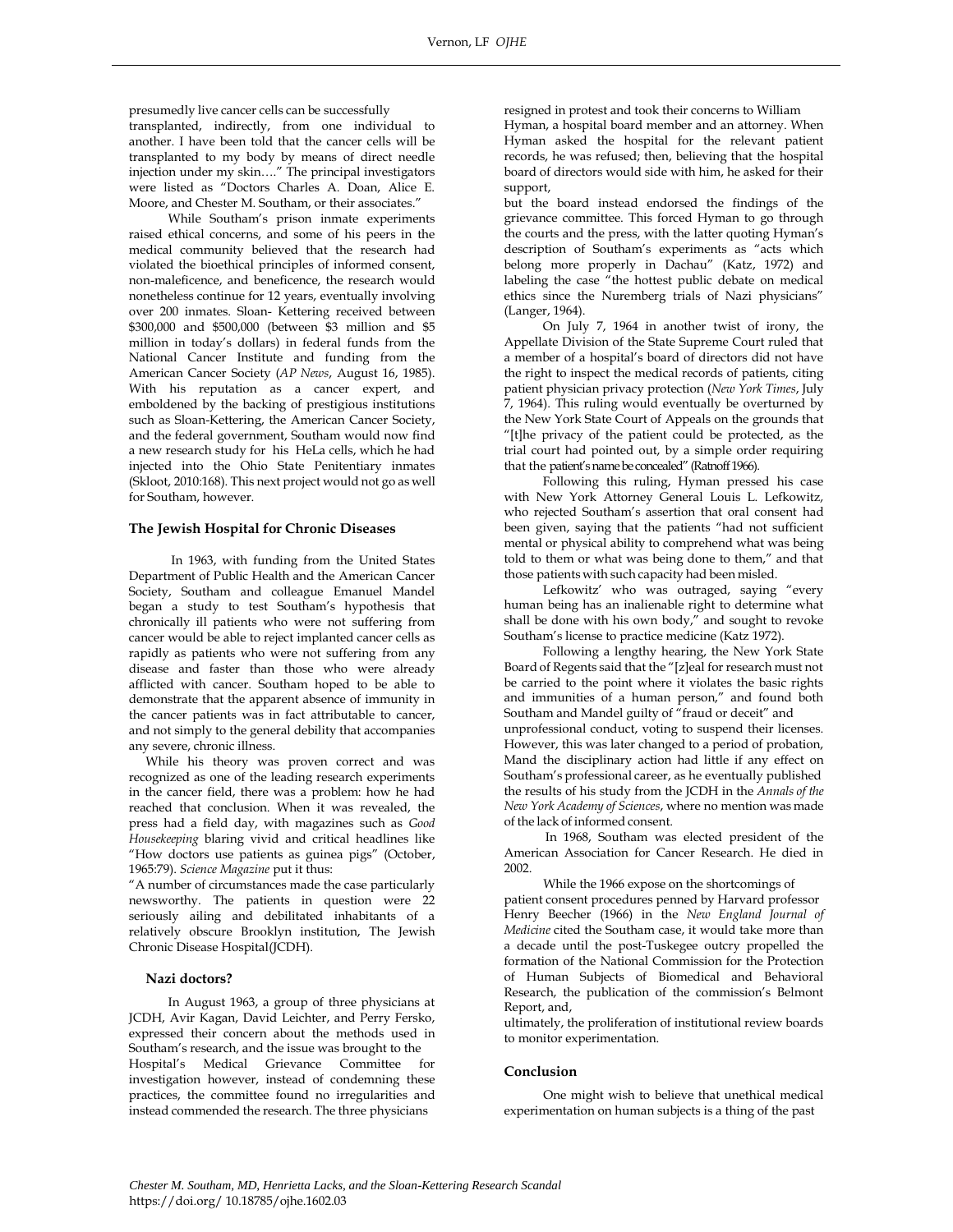presumedly live cancer cells can be successfully transplanted, indirectly, from one individual to another. I have been told that the cancer cells will be transplanted to my body by means of direct needle injection under my skin…." The principal investigators were listed as "Doctors Charles A. Doan, Alice E. Moore, and Chester M. Southam, or their associates."

While Southam's prison inmate experiments raised ethical concerns, and some of his peers in the medical community believed that the research had violated the bioethical principles of informed consent, non-maleficence, and beneficence, the research would nonetheless continue for 12 years, eventually involving over 200 inmates. Sloan- Kettering received between $300,000 and $500,000 (between $3 million and $5 million in today's dollars) in federal funds from the National Cancer Institute and funding from the American Cancer Society (*AP News*, August 16, 1985). With his reputation as a cancer expert, and emboldened by the backing of prestigious institutions such as Sloan-Kettering, the American Cancer Society, and the federal government, Southam would now find a new research study for his HeLa cells, which he had injected into the Ohio State Penitentiary inmates (Skloot, 2010:168). This next project would not go as well for Southam, however.

### The Jewish Hospital for Chronic Diseases

In 1963, with funding from the United States Department of Public Health and the American Cancer Society, Southam and colleague Emanuel Mandel began a study to test Southam's hypothesis that chronically ill patients who were not suffering from cancer would be able to reject implanted cancer cells as rapidly as patients who were not suffering from any disease and faster than those who were already afflicted with cancer. Southam hoped to be able to demonstrate that the apparent absence of immunity in the cancer patients was in fact attributable to cancer, and not simply to the general debility that accompanies any severe, chronic illness.

While his theory was proven correct and was recognized as one of the leading research experiments in the cancer field, there was a problem: how he had reached that conclusion. When it was revealed, the press had a field day, with magazines such as *Good Housekeeping* blaring vivid and critical headlines like "How doctors use patients as guinea pigs" (October, 1965:79). *Science Magazine* put it thus:

"A number of circumstances made the case particularly newsworthy. The patients in question were 22 seriously ailing and debilitated inhabitants of a relatively obscure Brooklyn institution, The Jewish Chronic Disease Hospital(JCDH).

### Nazi doctors?

In August 1963, a group of three physicians at JCDH, Avir Kagan, David Leichter, and Perry Fersko, expressed their concern about the methods used in Southam's research, and the issue was brought to the Hospital's Medical Grievance Committee for investigation however, instead of condemning these practices, the committee found no irregularities and instead commended the research. The three physicians resigned in protest and took their concerns to William Hyman, a hospital board member and an attorney. When Hyman asked the hospital for the relevant patient records, he was refused; then, believing that the hospital board of directors would side with him, he asked for their support,

but the board instead endorsed the findings of the grievance committee. This forced Hyman to go through the courts and the press, with the latter quoting Hyman's description of Southam's experiments as "acts which belong more properly in Dachau" (Katz, 1972) and labeling the case "the hottest public debate on medical ethics since the Nuremberg trials of Nazi physicians" (Langer, 1964).

On July 7, 1964 in another twist of irony, the Appellate Division of the State Supreme Court ruled that a member of a hospital's board of directors did not have the right to inspect the medical records of patients, citing patient physician privacy protection (*New York Times*, July 7, 1964). This ruling would eventually be overturned by the New York State Court of Appeals on the grounds that "[t]he privacy of the patient could be protected, as the trial court had pointed out, by a simple order requiring that the patient's name be concealed" (Ratnoff 1966).

Following this ruling, Hyman pressed his case with New York Attorney General Louis L. Lefkowitz, who rejected Southam's assertion that oral consent had been given, saying that the patients "had not sufficient mental or physical ability to comprehend what was being told to them or what was being done to them," and that those patients with such capacity had been misled.

Lefkowitz' who was outraged, saying "every human being has an inalienable right to determine what shall be done with his own body," and sought to revoke Southam's license to practice medicine (Katz 1972).

Following a lengthy hearing, the New York State Board of Regents said that the "[z]eal for research must not be carried to the point where it violates the basic rights and immunities of a human person," and found both Southam and Mandel guilty of "fraud or deceit" and unprofessional conduct, voting to suspend their licenses. However, this was later changed to a period of probation, Mand the disciplinary action had little if any effect on Southam's professional career, as he eventually published the results of his study from the JCDH in the *Annals of the New York Academy of Sciences*, where no mention was made of the lack of informed consent.

In 1968, Southam was elected president of the American Association for Cancer Research. He died in 2002.

While the 1966 expose on the shortcomings of patient consent procedures penned by Harvard professor Henry Beecher (1966) in the *New England Journal of Medicine* cited the Southam case, it would take more than a decade until the post-Tuskegee outcry propelled the formation of the National Commission for the Protection of Human Subjects of Biomedical and Behavioral Research, the publication of the commission's Belmont Report, and,

ultimately, the proliferation of institutional review boards to monitor experimentation.

### Conclusion

One might wish to believe that unethical medical experimentation on human subjects is a thing of the past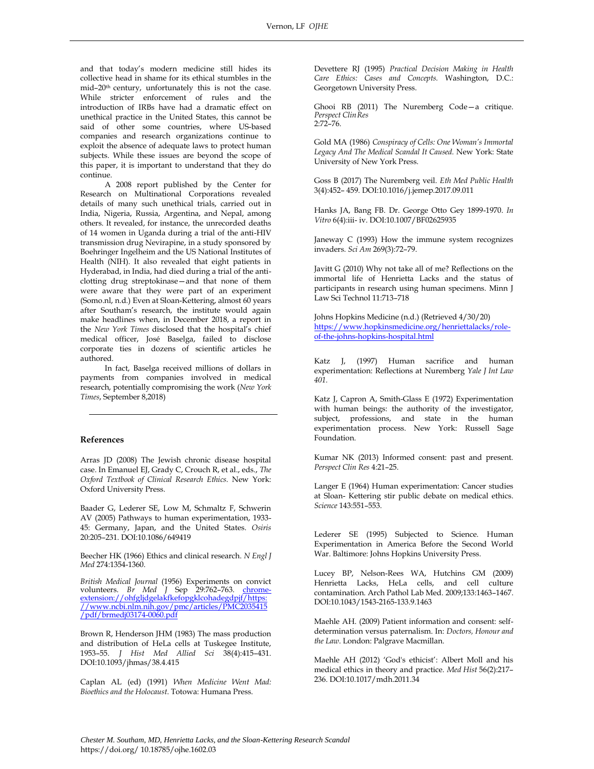and that today's modern medicine still hides its collective head in shame for its ethical stumbles in the mid–20th century, unfortunately this is not the case. While stricter enforcement of rules and the introduction of IRBs have had a dramatic effect on unethical practice in the United States, this cannot be said of other some countries, where US-based companies and research organizations continue to exploit the absence of adequate laws to protect human subjects. While these issues are beyond the scope of this paper, it is important to understand that they do continue.

A 2008 report published by the Center for Research on Multinational Corporations revealed details of many such unethical trials, carried out in India, Nigeria, Russia, Argentina, and Nepal, among others. It revealed, for instance, the unrecorded deaths of 14 women in Uganda during a trial of the anti-HIV transmission drug Nevirapine, in a study sponsored by Boehringer Ingelheim and the US National Institutes of Health (NIH). It also revealed that eight patients in Hyderabad, in India, had died during a trial of the anti-clotting drug streptokinase—and that none of them were aware that they were part of an experiment (Somo.nl, n.d.) Even at Sloan-Kettering, almost 60 years after Southam's research, the institute would again make headlines when, in December 2018, a report in the *New York Times* disclosed that the hospital's chief medical officer, José Baselga, failed to disclose corporate ties in dozens of scientific articles he authored.

In fact, Baselga received millions of dollars in payments from companies involved in medical research, potentially compromising the work (*New York Times*, September 8,2018)

---

## References

Arras JD (2008) The Jewish chronic disease hospital case. In Emanuel EJ, Grady C, Crouch R, et al., eds., *The Oxford Textbook of Clinical Research Ethics.* New York: Oxford University Press.

Baader G, Lederer SE, Low M, Schmaltz F, Schwerin AV (2005) Pathways to human experimentation, 1933-45: Germany, Japan, and the United States. *Osiris* 20:205–231. DOI:10.1086/649419

Beecher HK (1966) Ethics and clinical research. *N Engl J Med* 274:1354-1360.

*British Medical Journal* (1956) Experiments on convict volunteers. *Br Med J* Sep 29:762–763. chrome-extension://ohfgljdgelakfkefopgklcohadegdpjf/https://www.ncbi.nlm.nih.gov/pmc/articles/PMC2035415/pdf/brmedj03174-0060.pdf

Brown R, Henderson JHM (1983) The mass production and distribution of HeLa cells at Tuskegee Institute, 1953–55. *J Hist Med Allied Sci* 38(4):415–431. DOI:10.1093/jhmas/38.4.415

Caplan AL (ed) (1991) *When Medicine Went Mad: Bioethics and the Holocaust*. Totowa: Humana Press.

Devettere RJ (1995) *Practical Decision Making in Health Care Ethics: Cases and Concepts.* Washington, D.C.: Georgetown University Press.

Ghooi RB (2011) The Nuremberg Code—a critique. *Perspect Clin Res* 2:72–76.

Gold MA (1986) *Conspiracy of Cells: One Woman's Immortal Legacy And The Medical Scandal It Caused.* New York: State University of New York Press.

Goss B (2017) The Nuremberg veil. *Eth Med Public Health* 3(4):452– 459. DOI:10.1016/j.jemep.2017.09.011

Hanks JA, Bang FB. Dr. George Otto Gey 1899-1970. *In Vitro* 6(4):iii- iv. DOI:10.1007/BF02625935

Janeway C (1993) How the immune system recognizes invaders. *Sci Am* 269(3):72–79.

Javitt G (2010) Why not take all of me? Reflections on the immortal life of Henrietta Lacks and the status of participants in research using human specimens. Minn J Law Sci Technol 11:713–718

Johns Hopkins Medicine (n.d.) (Retrieved 4/30/20) https://www.hopkinsmedicine.org/henriettalacks/role-of-the-johns-hopkins-hospital.html

Katz J, (1997) Human sacrifice and human experimentation: Reflections at Nuremberg *Yale J Int Law 401.*

Katz J, Capron A, Smith-Glass E (1972) Experimentation with human beings: the authority of the investigator, subject, professions, and state in the human experimentation process. New York: Russell Sage Foundation.

Kumar NK (2013) Informed consent: past and present. *Perspect Clin Res* 4:21–25.

Langer E (1964) Human experimentation: Cancer studies at Sloan- Kettering stir public debate on medical ethics. *Science* 143:551–553.

Lederer SE (1995) Subjected to Science. Human Experimentation in America Before the Second World War. Baltimore: Johns Hopkins University Press.

Lucey BP, Nelson-Rees WA, Hutchins GM (2009) Henrietta Lacks, HeLa cells, and cell culture contamination. Arch Pathol Lab Med. 2009;133:1463–1467. DOI:10.1043/1543-2165-133.9.1463

Maehle AH. (2009) Patient information and consent: self-determination versus paternalism. In: *Doctors, Honour and the Law*. London: Palgrave Macmillan.

Maehle AH (2012) 'God's ethicist': Albert Moll and his medical ethics in theory and practice. *Med Hist* 56(2):217–236. DOI:10.1017/mdh.2011.34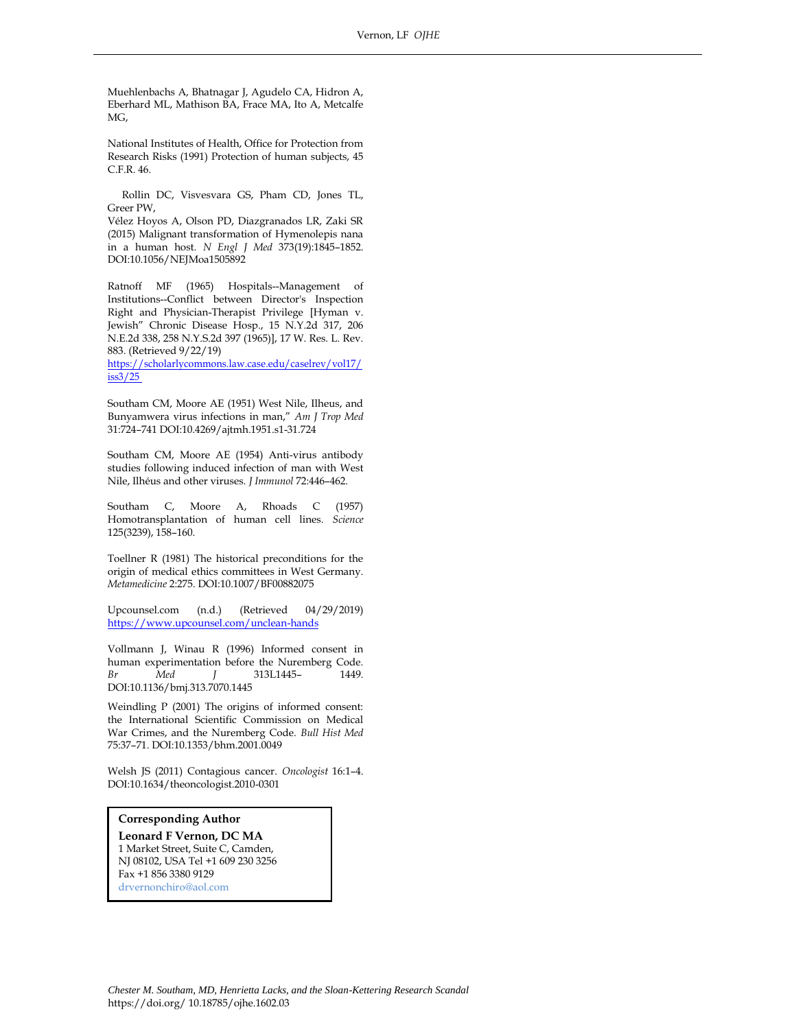Muehlenbachs A, Bhatnagar J, Agudelo CA, Hidron A, Eberhard ML, Mathison BA, Frace MA, Ito A, Metcalfe MG,

National Institutes of Health, Office for Protection from Research Risks (1991) Protection of human subjects, 45 C.F.R. 46.

Rollin DC, Visvesvara GS, Pham CD, Jones TL, Greer PW,
Vélez Hoyos A, Olson PD, Diazgranados LR, Zaki SR (2015) Malignant transformation of Hymenolepis nana in a human host. *N Engl J Med* 373(19):1845–1852. DOI:10.1056/NEJMoa1505892

Ratnoff MF (1965) Hospitals--Management of Institutions--Conflict between Director's Inspection Right and Physician-Therapist Privilege [Hyman v. Jewish" Chronic Disease Hosp., 15 N.Y.2d 317, 206 N.E.2d 338, 258 N.Y.S.2d 397 (1965)], 17 W. Res. L. Rev. 883. (Retrieved 9/22/19) https://scholarlycommons.law.case.edu/caselrev/vol17/iss3/25

Southam CM, Moore AE (1951) West Nile, Ilheus, and Bunyamwera virus infections in man," *Am J Trop Med* 31:724–741 DOI:10.4269/ajtmh.1951.s1-31.724

Southam CM, Moore AE (1954) Anti-virus antibody studies following induced infection of man with West Nile, Ilhéus and other viruses. *J Immunol* 72:446–462.

Southam C, Moore A, Rhoads C (1957) Homotransplantation of human cell lines. *Science* 125(3239), 158–160.

Toellner R (1981) The historical preconditions for the origin of medical ethics committees in West Germany. *Metamedicine* 2:275. DOI:10.1007/BF00882075

Upcounsel.com (n.d.) (Retrieved 04/29/2019) https://www.upcounsel.com/unclean-hands

Vollmann J, Winau R (1996) Informed consent in human experimentation before the Nuremberg Code. *Br Med J* 313L1445–1449. DOI:10.1136/bmj.313.7070.1445

Weindling P (2001) The origins of informed consent: the International Scientific Commission on Medical War Crimes, and the Nuremberg Code. *Bull Hist Med* 75:37–71. DOI:10.1353/bhm.2001.0049

Welsh JS (2011) Contagious cancer. *Oncologist* 16:1–4. DOI:10.1634/theoncologist.2010-0301

**Corresponding Author**

**Leonard F Vernon, DC MA**
1 Market Street, Suite C, Camden, NJ 08102, USA Tel +1 609 230 3256
Fax +1 856 3380 9129
drvernonchiro@aol.com